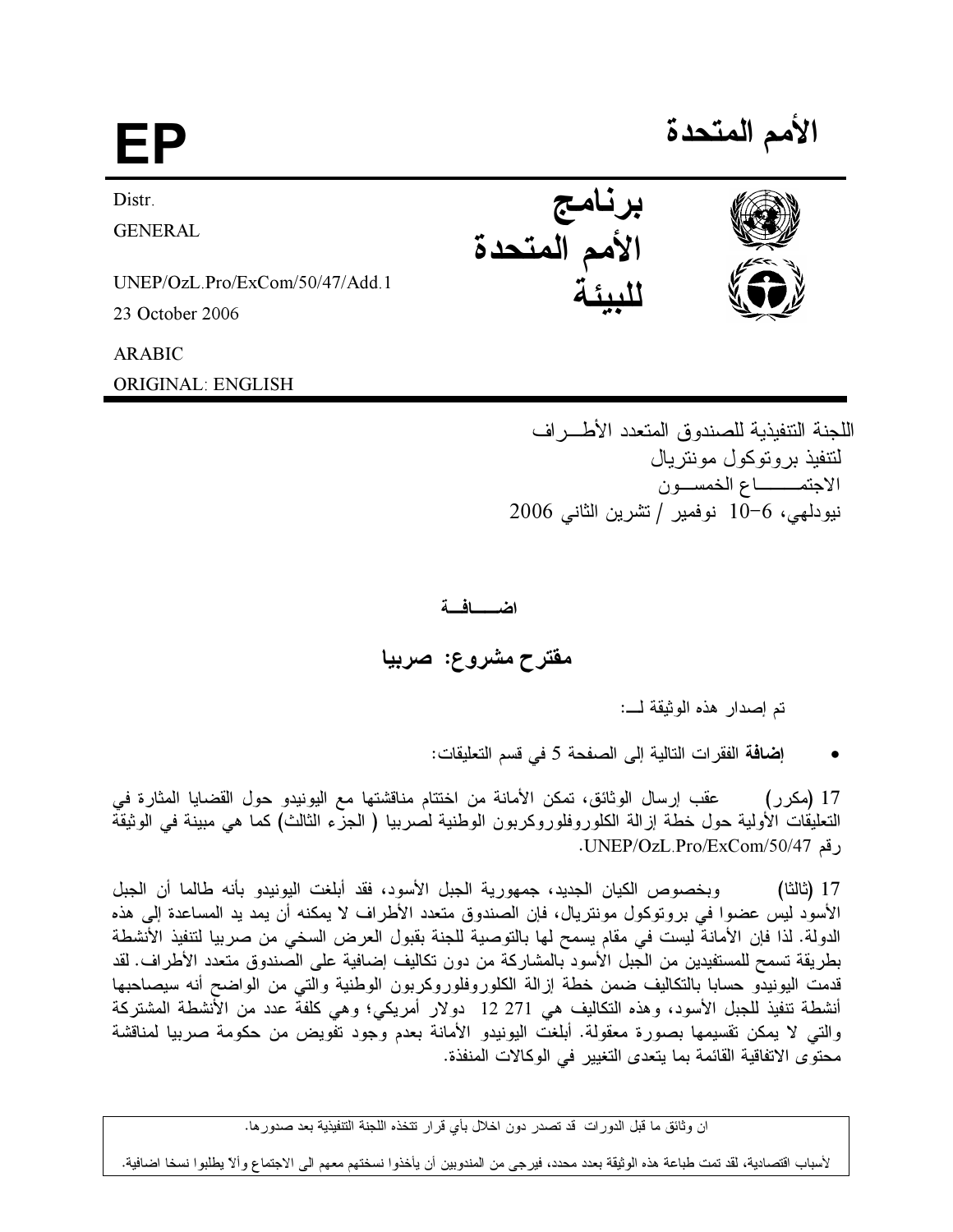# الأمم المتحدة

# EP

Distr.
GENERAL

UNEP/OzL.Pro/ExCom/50/47/Add.1
23 October 2006

ARABIC
ORIGINAL: ENGLISH

**برنامج الأمم المتحدة للبيئة**

اللجنة التنفيذية للصندوق المتعدد الأطـــراف
لتنفيذ بروتوكول مونتريال
الاجتمـــــــاع الخمســـون
نيودلهي، 6-10 نوفمبر / تشرين الثاني 2006

**اضـــــافـــة**

## مقترح مشروع: صربيا

تم إصدار هذه الوثيقة لـــ:

- **إضافة** الفقرات التالية إلى الصفحة 5 في قسم التعليقات:

17 (مكرر) عقب إرسال الوثائق، تمكن الأمانة من اختتام مناقشتها مع اليونيدو حول القضايا المثارة في التعليقات الأولية حول خطة إزالة الكلوروفلوروكربون الوطنية لصربيا ( الجزء الثالث) كما هي مبينة في الوثيقة رقم UNEP/OzL.Pro/ExCom/50/47.

17 (ثالثا) وبخصوص الكيان الجديد، جمهورية الجبل الأسود، فقد أبلغت اليونيدو بأنه طالما أن الجبل الأسود ليس عضوا في بروتوكول مونتريال، فإن الصندوق متعدد الأطراف لا يمكنه أن يمد يد المساعدة إلى هذه الدولة. لذا فإن الأمانة ليست في مقام يسمح لها بالتوصية للجنة بقبول العرض السخي من صربيا لتنفيذ الأنشطة بطريقة تسمح للمستفيدين من الجبل الأسود بالمشاركة من دون تكاليف إضافية على الصندوق متعدد الأطراف. لقد قدمت اليونيدو حسابا بالتكاليف ضمن خطة إزالة الكلوروفلوروكربون الوطنية والتي من الواضح أنه سيصاحبها أنشطة تنفيذ للجبل الأسود، وهذه التكاليف هي 271 12 دولار أمريكي؛ وهي كلفة عدد من الأنشطة المشتركة والتي لا يمكن تقسيمها بصورة معقولة. أبلغت اليونيدو الأمانة بعدم وجود تفويض من حكومة صربيا لمناقشة محتوى الاتفاقية القائمة بما يتعدى التغيير في الوكالات المنفذة.

---

ان وثائق ما قبل الدورات قد تصدر دون اخلال بأي قرار تتخذه اللجنة التنفيذية بعد صدورها.

لأسباب اقتصادية، لقد تمت طباعة هذه الوثيقة بعدد محدد، فيرجى من المندوبين أن يأخذوا نسختهم معهم الى الاجتماع وألآ يطلبوا نسخا اضافية.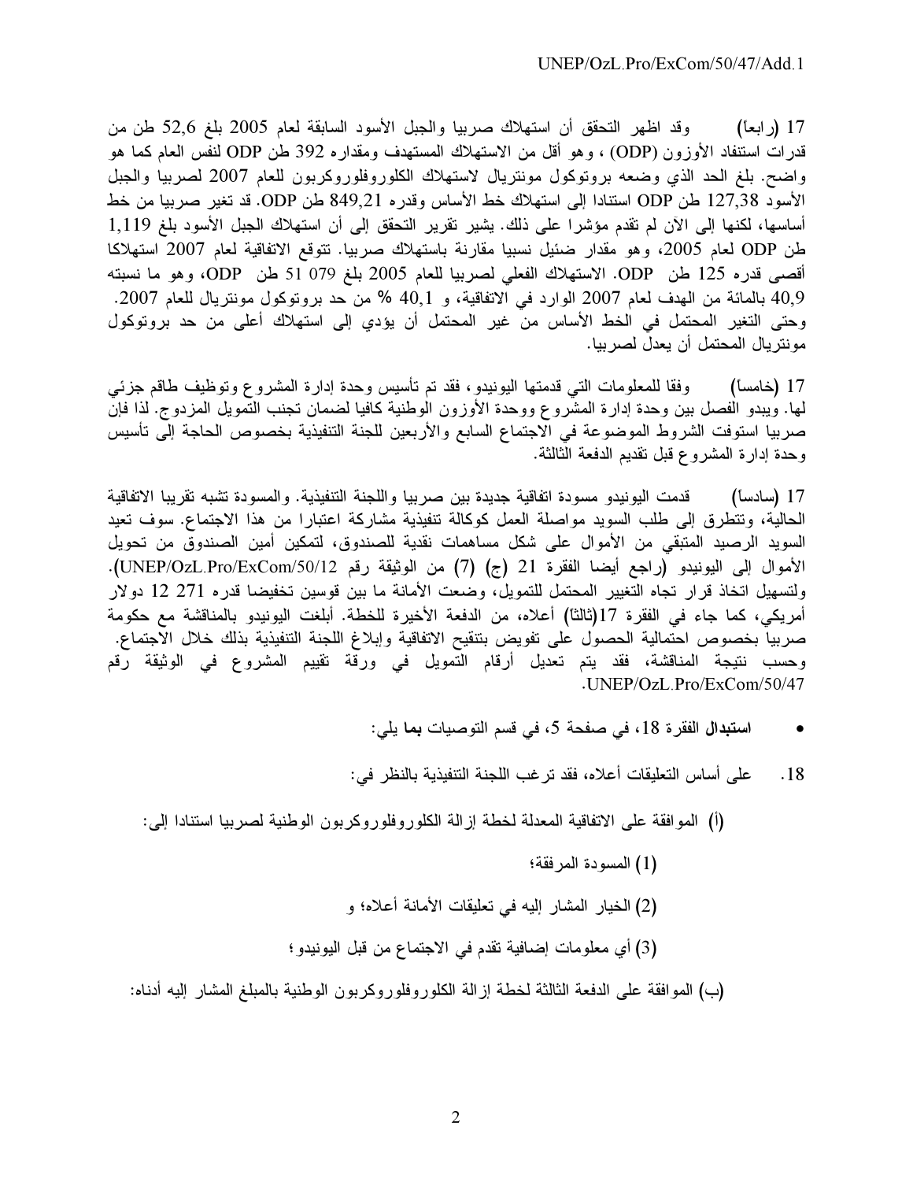17 (رابعا) وقد اظهر التحقق أن استهلاك صربيا والجبل الأسود السابقة لعام 2005 بلغ 52,6 طن من قدرات استنفاد الأوزون (ODP) ، وهو أقل من الاستهلاك المستهدف ومقداره 392 طن ODP لنفس العام كما هو واضح. بلغ الحد الذي وضعه بروتوكول مونتريال لاستهلاك الكلوروفلوروكربون للعام 2007 لصربيا والجبل الأسود 127,38 طن ODP استنادا إلى استهلاك خط الأساس وقدره 849,21 طن ODP. قد تغير صربيا من خط أساسها، لكنها إلى الآن لم تقدم مؤشرا على ذلك. يشير تقرير التحقق إلى أن استهلاك الجبل الأسود بلغ 1,119 طن ODP لعام 2005، وهو مقدار ضئيل نسبيا مقارنة باستهلاك صربيا. تتوقع الاتفاقية لعام 2007 استهلاكا أقصى قدره 125 طن ODP. الاستهلاك الفعلي لصربيا للعام 2005 بلغ 079 51 طن ODP، وهو ما نسبته 40,9 بالمائة من الهدف لعام 2007 الوارد في الاتفاقية، و 40,1 % من حد بروتوكول مونتريال للعام 2007. وحتى التغير المحتمل في الخط الأساس من غير المحتمل أن يؤدي إلى استهلاك أعلى من حد بروتوكول مونتريال المحتمل أن يعدل لصربيا.

17 (خامسا) وفقا للمعلومات التي قدمتها اليونيدو، فقد تم تأسيس وحدة إدارة المشروع وتوظيف طاقم جزئي لها. ويبدو الفصل بين وحدة إدارة المشروع ووحدة الأوزون الوطنية كافيا لضمان تجنب التمويل المزدوج. لذا فإن صربيا استوفت الشروط الموضوعة في الاجتماع السابع والأربعين للجنة التنفيذية بخصوص الحاجة إلى تأسيس وحدة إدارة المشروع قبل تقديم الدفعة الثالثة.

17 (سادسا) قدمت اليونيدو مسودة اتفاقية جديدة بين صربيا واللجنة التنفيذية. والمسودة تشبه تقريبا الاتفاقية الحالية، وتتطرق إلى طلب السويد مواصلة العمل كوكالة تنفيذية مشاركة اعتبارا من هذا الاجتماع. سوف تعيد السويد الرصيد المتبقي من الأموال على شكل مساهمات نقدية للصندوق، لتمكين أمين الصندوق من تحويل الأموال إلى اليونيدو (راجع أيضا الفقرة 21 (ج) (7) من الوثيقة رقم UNEP/OzL.Pro/ExCom/50/12). ولتسهيل اتخاذ قرار تجاه التغيير المحتمل للتمويل، وضعت الأمانة ما بين قوسين تخفيضا قدره 271 12 دولار أمريكي، كما جاء في الفقرة 17(ثالثا) أعلاه، من الدفعة الأخيرة للخطة. أبلغت اليونيدو بالمناقشة مع حكومة صربيا بخصوص احتمالية الحصول على تفويض بتنقيح الاتفاقية وإبلاغ اللجنة التنفيذية بذلك خلال الاجتماع. وحسب نتيجة المناقشة، فقد يتم تعديل أرقام التمويل في ورقة تقييم المشروع في الوثيقة رقم UNEP/OzL.Pro/ExCom/50/47.

- **استبدال** الفقرة 18، **في** صفحة 5، في قسم التوصيات **بما** يلي:

18. على أساس التعليقات أعلاه، فقد ترغب اللجنة التنفيذية بالنظر في:

(أ) الموافقة على الاتفاقية المعدلة لخطة إزالة الكلوروفلوروكربون الوطنية لصربيا استنادا إلى:

(1) المسودة المرفقة؛

(2) الخيار المشار إليه في تعليقات الأمانة أعلاه؛ و

(3) أي معلومات إضافية تقدم في الاجتماع من قبل اليونيدو؛

(ب) الموافقة على الدفعة الثالثة لخطة إزالة الكلوروفلوروكربون الوطنية بالمبلغ المشار إليه أدناه: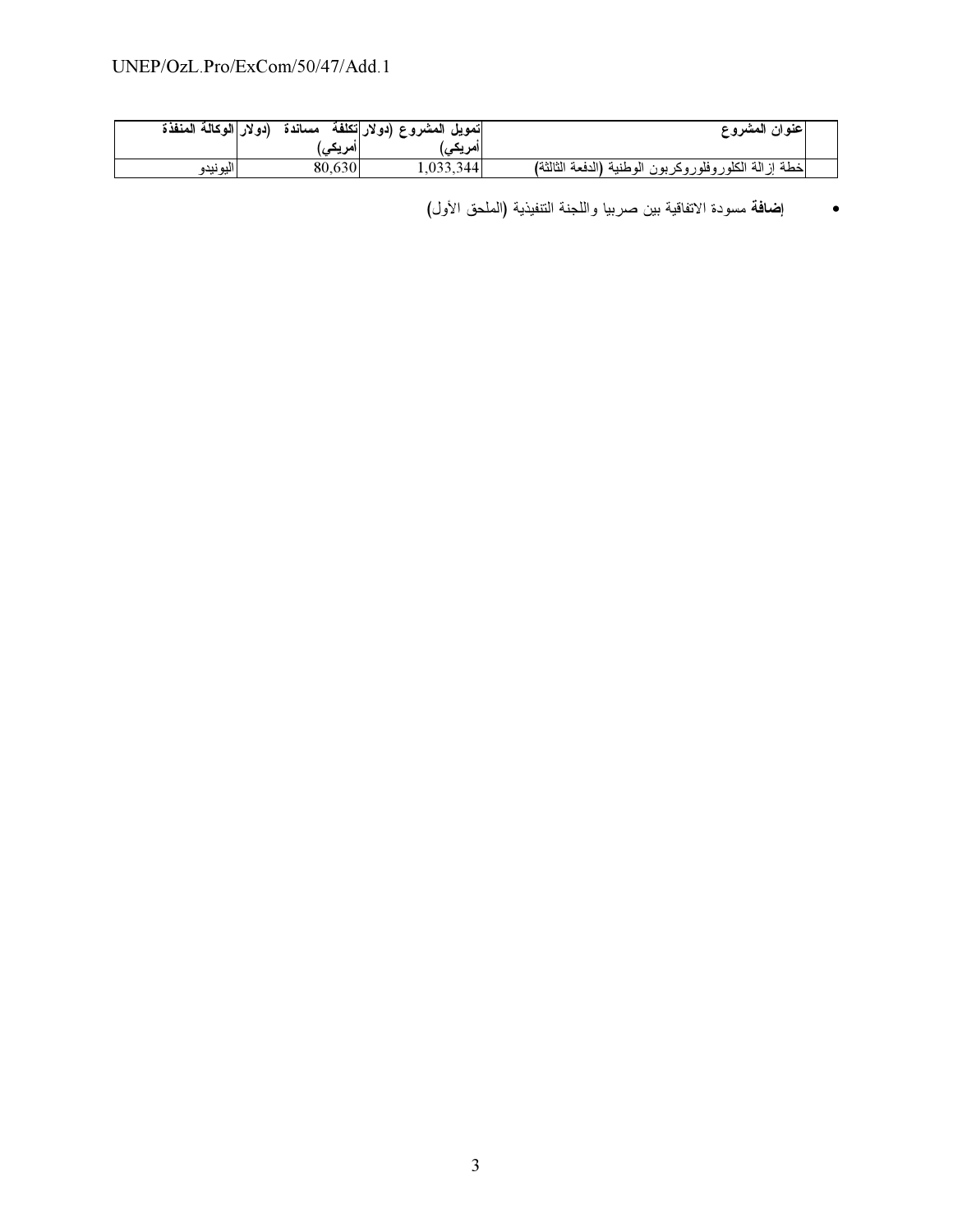| | عنوان المشروع | تمويل المشروع (دولار أمريكي) | تكلفة مساندة (دولار أمريكي) | الوكالة المنفذة |
|---|---|---|---|---|
| | خطة إزالة الكلوروفلوروكربون الوطنية (الدفعة الثالثة) | 1,033,344 | 80,630 | اليونيدو |

- **إضافة** مسودة الاتفاقية بين صربيا واللجنة التنفيذية (الملحق الأول)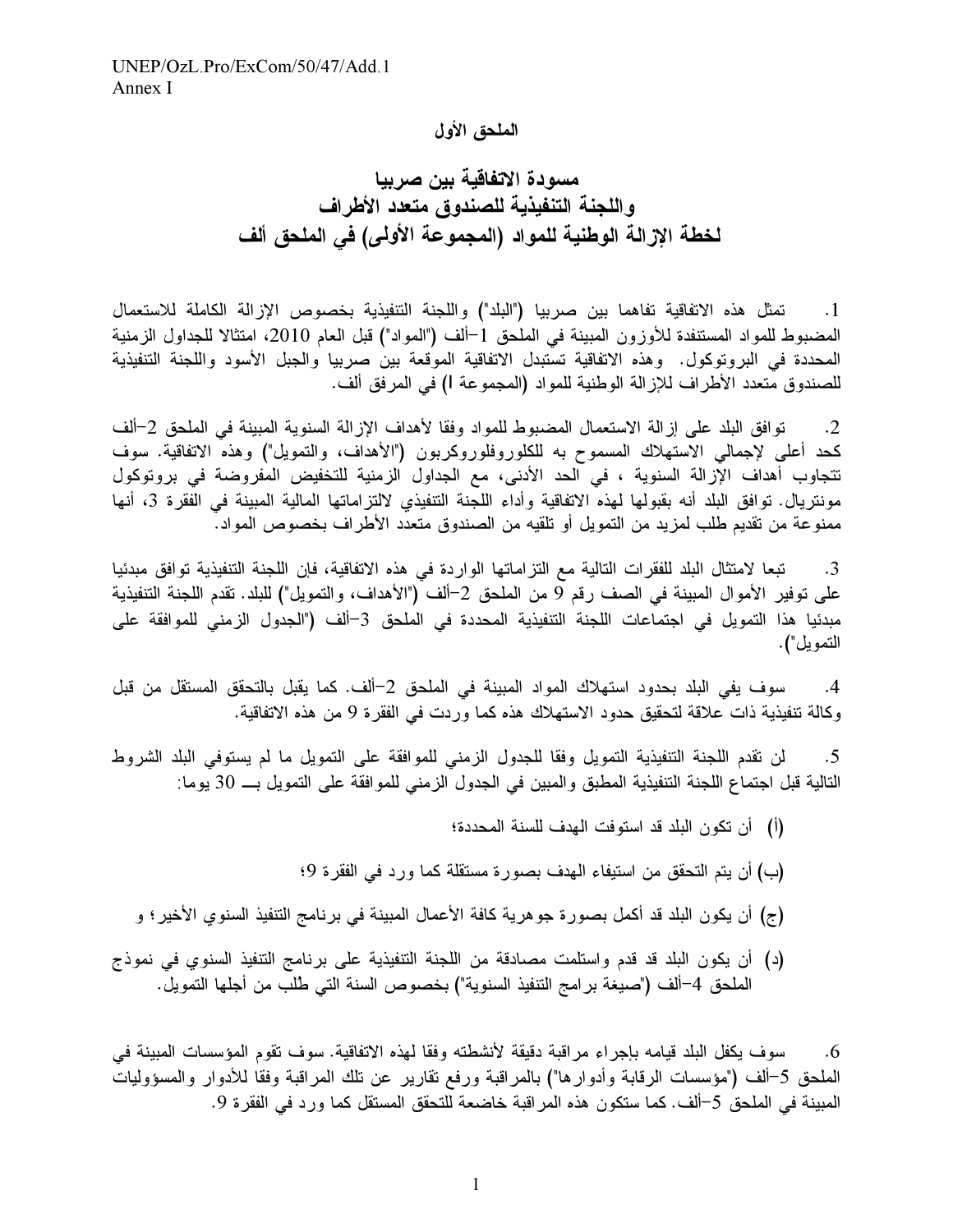الملحق الأول

## مسودة الاتفاقية بين صربيا
## واللجنة التنفيذية للصندوق متعدد الأطراف
## لخطة الإزالة الوطنية للمواد (المجموعة الأولى) في الملحق ألف

1. تمثل هذه الاتفاقية تفاهما بين صربيا ("البلد") واللجنة التنفيذية بخصوص الإزالة الكاملة للاستعمال المضبوط للمواد المستنفدة للأوزون المبينة في الملحق 1–ألف ("المواد") قبل العام 2010، امتثالا للجداول الزمنية المحددة في البروتوكول. وهذه الاتفاقية تستبدل الاتفاقية الموقعة بين صربيا والجبل الأسود واللجنة التنفيذية للصندوق متعدد الأطراف للإزالة الوطنية للمواد (المجموعة I) في المرفق ألف.

2. توافق البلد على إزالة الاستعمال المضبوط للمواد وفقا لأهداف الإزالة السنوية المبينة في الملحق 2–ألف كحد أعلى لإجمالي الاستهلاك المسموح به للكلوروفلوروكربون ("الأهداف، والتمويل") وهذه الاتفاقية. سوف تتجاوب أهداف الإزالة السنوية ، في الحد الأدنى، مع الجداول الزمنية للتخفيض المفروضة في بروتوكول مونتريال. توافق البلد أنه بقبولها لهذه الاتفاقية وأداء اللجنة التنفيذي لالتزاماتها المالية المبينة في الفقرة 3، أنها ممنوعة من تقديم طلب لمزيد من التمويل أو تلقيه من الصندوق متعدد الأطراف بخصوص المواد.

3. تبعا لامتثال البلد للفقرات التالية مع التزاماتها الواردة في هذه الاتفاقية، فإن اللجنة التنفيذية توافق مبدئيا على توفير الأموال المبينة في الصف رقم 9 من الملحق 2–ألف ("الأهداف، والتمويل") للبلد. تقدم اللجنة التنفيذية مبدئيا هذا التمويل في اجتماعات اللجنة التنفيذية المحددة في الملحق 3–ألف ("الجدول الزمني للموافقة على التمويل").

4. سوف يفي البلد بحدود استهلاك المواد المبينة في الملحق 2–ألف. كما يقبل بالتحقق المستقل من قبل وكالة تنفيذية ذات علاقة لتحقيق حدود الاستهلاك هذه كما وردت في الفقرة 9 من هذه الاتفاقية.

5. لن تقدم اللجنة التنفيذية التمويل وفقا للجدول الزمني للموافقة على التمويل ما لم يستوفي البلد الشروط التالية قبل اجتماع اللجنة التنفيذية المطبق والمبين في الجدول الزمني للموافقة على التمويل بــ 30 يوما:

(أ) أن تكون البلد قد استوفت الهدف للسنة المحددة؛

(ب) أن يتم التحقق من استيفاء الهدف بصورة مستقلة كما ورد في الفقرة 9؛

(ج) أن يكون البلد قد أكمل بصورة جوهرية كافة الأعمال المبينة في برنامج التنفيذ السنوي الأخير؛ و

(د) أن يكون البلد قد قدم واستلمت مصادقة من اللجنة التنفيذية على برنامج التنفيذ السنوي في نموذج الملحق 4–ألف ("صيغة برامج التنفيذ السنوية") بخصوص السنة التي طُلب من أجلها التمويل.

6. سوف يكفل البلد قيامه بإجراء مراقبة دقيقة لأنشطته وفقا لهذه الاتفاقية. سوف تقوم المؤسسات المبينة في الملحق 5–ألف ("مؤسسات الرقابة وأدوارها") بالمراقبة ورفع تقارير عن تلك المراقبة وفقا للأدوار والمسؤوليات المبينة في الملحق 5–ألف. كما ستكون هذه المراقبة خاضعة للتحقق المستقل كما ورد في الفقرة 9.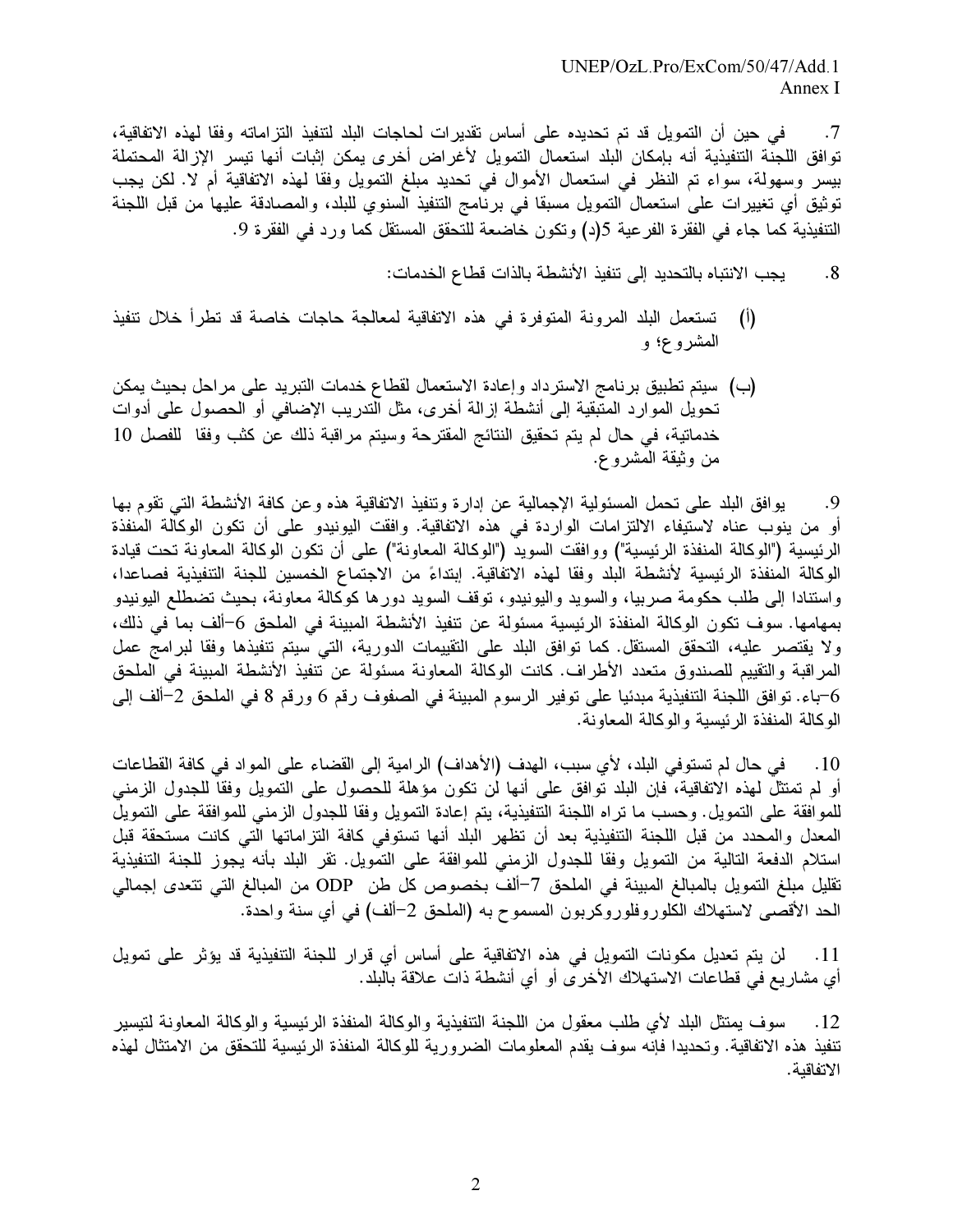7. في حين أن التمويل قد تم تحديده على أساس تقديرات لحاجات البلد لتنفيذ التزاماته وفقا لهذه الاتفاقية، توافق اللجنة التنفيذية أنه بإمكان البلد استعمال التمويل لأغراض أخرى يمكن إثبات أنها تيسر الإزالة المحتملة بيسر وسهولة، سواء تم النظر في استعمال الأموال في تحديد مبلغ التمويل وفقا لهذه الاتفاقية أم لا. لكن يجب توثيق أي تغييرات على استعمال التمويل مسبقا في برنامج التنفيذ السنوي للبلد، والمصادقة عليها من قبل اللجنة التنفيذية كما جاء في الفقرة الفرعية 5(د) وتكون خاضعة للتحقق المستقل كما ورد في الفقرة 9.

8. يجب الانتباه بالتحديد إلى تنفيذ الأنشطة بالذات قطاع الخدمات:

(أ) تستعمل البلد المرونة المتوفرة في هذه الاتفاقية لمعالجة حاجات خاصة قد تطرأ خلال تنفيذ المشروع؛ و

(ب) سيتم تطبيق برنامج الاسترداد وإعادة الاستعمال لقطاع خدمات التبريد على مراحل بحيث يمكن تحويل الموارد المتبقية إلى أنشطة إزالة أخرى، مثل التدريب الإضافي أو الحصول على أدوات خدماتية، في حال لم يتم تحقيق النتائج المقترحة وسيتم مراقبة ذلك عن كثب وفقا للفصل 10 من وثيقة المشروع.

9. يوافق البلد على تحمل المسئولية الإجمالية عن إدارة وتنفيذ الاتفاقية هذه وعن كافة الأنشطة التي تقوم بها أو من ينوب عناه لاستيفاء الالتزامات الواردة في هذه الاتفاقية. وافقت اليونيدو على أن تكون الوكالة المنفذة الرئيسية ("الوكالة المنفذة الرئيسية") ووافقت السويد ("الوكالة المعاونة") على أن تكون الوكالة المعاونة تحت قيادة الوكالة المنفذة الرئيسية لأنشطة البلد وفقا لهذه الاتفاقية. إبتداءً من الاجتماع الخمسين للجنة التنفيذية فصاعدا، واستنادا إلى طلب حكومة صربيا، والسويد واليونيدو، توقف السويد دورها كوكالة معاونة، بحيث تضطلع اليونيدو بمهامها. سوف تكون الوكالة المنفذة الرئيسية مسئولة عن تنفيذ الأنشطة المبينة في الملحق 6–ألف بما في ذلك، ولا يقتصر عليه، التحقق المستقل. كما توافق البلد على التقييمات الدورية، التي سيتم تنفيذها وفقا لبرامج عمل المراقبة والتقييم للصندوق متعدد الأطراف. كانت الوكالة المعاونة مسئولة عن تنفيذ الأنشطة المبينة في الملحق 6–باء. توافق اللجنة التنفيذية مبدئيا على توفير الرسوم المبينة في الصفوف رقم 6 ورقم 8 في الملحق 2–ألف إلى الوكالة المنفذة الرئيسية والوكالة المعاونة.

10. في حال لم تستوفي البلد، لأي سبب، الهدف (الأهداف) الرامية إلى القضاء على المواد في كافة القطاعات أو لم تمتثل لهذه الاتفاقية، فإن البلد توافق على أنها لن تكون مؤهلة للحصول على التمويل وفقا للجدول الزمني للموافقة على التمويل. وحسب ما تراه اللجنة التنفيذية، يتم إعادة التمويل وفقا للجدول الزمني للموافقة على التمويل المعدل والمحدد من قبل اللجنة التنفيذية بعد أن تظهر البلد أنها تستوفي كافة التزاماتها التي كانت مستحقة قبل استلام الدفعة التالية من التمويل وفقا للجدول الزمني للموافقة على التمويل. تقر البلد بأنه يجوز للجنة التنفيذية تقليل مبلغ التمويل بالمبالغ المبينة في الملحق 7–ألف بخصوص كل طن ODP من المبالغ التي تتعدى إجمالي الحد الأقصى لاستهلاك الكلوروفلوروكربون المسموح به (الملحق 2–ألف) في أي سنة واحدة.

11. لن يتم تعديل مكونات التمويل في هذه الاتفاقية على أساس أي قرار للجنة التنفيذية قد يؤثر على تمويل أي مشاريع في قطاعات الاستهلاك الأخرى أو أي أنشطة ذات علاقة بالبلد.

12. سوف يمتثل البلد لأي طلب معقول من اللجنة التنفيذية والوكالة المنفذة الرئيسية والوكالة المعاونة لتيسير تنفيذ هذه الاتفاقية. وتحديدا فإنه سوف يقدم المعلومات الضرورية للوكالة المنفذة الرئيسية للتحقق من الامتثال لهذه الاتفاقية.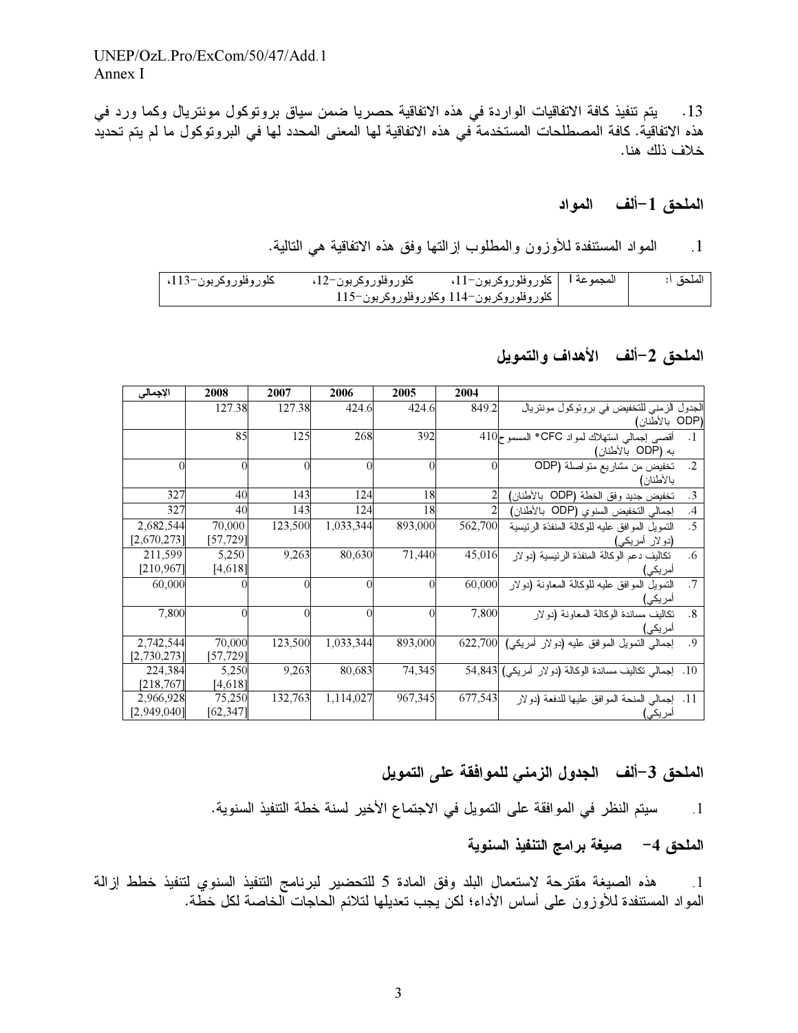13. يتم تنفيذ كافة الاتفاقيات الواردة في هذه الاتفاقية حصريا ضمن سياق بروتوكول مونتريال وكما ورد في هذه الاتفاقية. كافة المصطلحات المستخدمة في هذه الاتفاقية لها المعنى المحدد لها في البروتوكول ما لم يتم تحديد خلاف ذلك هنا.

## الملحق 1–ألف المواد

1. المواد المستنفدة للأوزون والمطلوب إزالتها وفق هذه الاتفاقية هي التالية.

| الملحق أ: | المجموعة I | كلوروفلوروكربون–11، كلوروفلوروكربون–12، كلوروفلوروكربون–113، كلوروفلوروكربون–114 وكلوروفلوروكربون–115 |
|---|---|---|

## الملحق 2–ألف الأهداف والتمويل

| | 2004 | 2005 | 2006 | 2007 | 2008 | الإجمالي |
|---|---|---|---|---|---|---|
| الجدول الزمني للتخفيض في بروتوكول مونتريال (ODP بالأطنان) | 849.2 | 424.6 | 424.6 | 127.38 | 127.38 | |
| 1. أقصى إجمالي استهلاك لمواد CFC* المسموح به (ODP بالأطنان) | 410 | 392 | 268 | 125 | 85 | |
| 2. تخفيض من مشاريع متواصلة (ODP بالأطنان) | 0 | 0 | 0 | 0 | 0 | 0 |
| 3. تخفيض جديد وفق الخطة (ODP بالأطنان) | 2 | 18 | 124 | 143 | 40 | 327 |
| 4. إجمالي التخفيض السنوي (ODP بالأطنان) | 2 | 18 | 124 | 143 | 40 | 327 |
| 5. التمويل الموافق عليه للوكالة المنفذة الرئيسية (دولار أمريكي) | 562,700 | 893,000 | 1,033,344 | 123,500 | 70,000 [57,729] | 2,682,544 [2,670,273] |
| 6. تكاليف دعم الوكالة المنفذة الرئيسية (دولار أمريكي) | 45,016 | 71,440 | 80,630 | 9,263 | 5,250 [4,618] | 211,599 [210,967] |
| 7. التمويل الموافق عليه للوكالة المعاونة (دولار أمريكي) | 60,000 | 0 | 0 | 0 | 0 | 60,000 |
| 8. تكاليف مساندة الوكالة المعاونة (دولار أمريكي) | 7,800 | 0 | 0 | 0 | 0 | 7,800 |
| 9. إجمالي التمويل الموافق عليه (دولار أمريكي) | 622,700 | 893,000 | 1,033,344 | 123,500 | 70,000 [57,729] | 2,742,544 [2,730,273] |
| 10. إجمالي تكاليف مساندة الوكالة (دولار أمريكي) | 54,843 | 74,345 | 80,683 | 9,263 | 5,250 [4,618] | 224,384 [218,767] |
| 11. إجمالي المنحة الموافق عليها للدفعة (دولار أمريكي) | 677,543 | 967,345 | 1,114,027 | 132,763 | 75,250 [62,347] | 2,966,928 [2,949,040] |

## الملحق 3–ألف الجدول الزمني للموافقة على التمويل

1. سيتم النظر في الموافقة على التمويل في الاجتماع الأخير لسنة خطة التنفيذ السنوية.

## الملحق 4– صيغة برامج التنفيذ السنوية

1. هذه الصيغة مقترحة لاستعمال البلد وفق المادة 5 للتحضير لبرنامج التنفيذ السنوي لتنفيذ خطط إزالة المواد المستنفدة للأوزون على أساس الأداء؛ لكن يجب تعديلها لتلائم الحاجات الخاصة لكل خطة.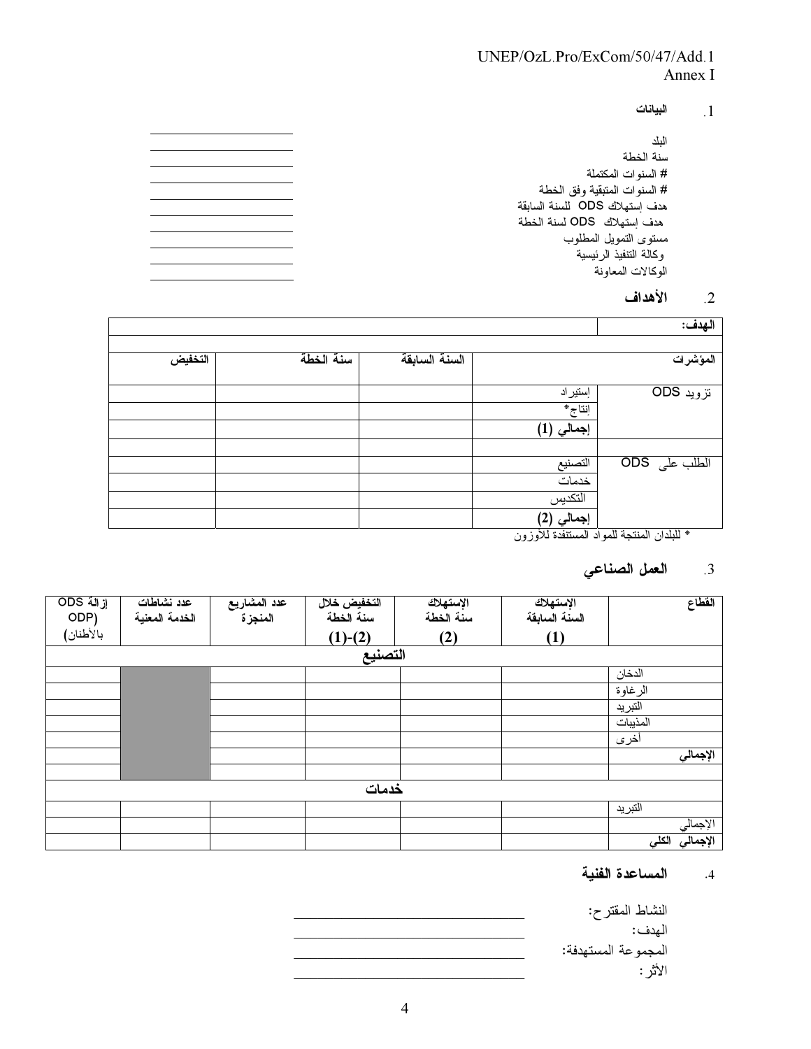## 1. البيانات

| | |
|---|---|
| البلد | |
| سنة الخطة | |
| # السنوات المكتملة | |
| # السنوات المتبقية وفق الخطة | |
| هدف إستهلاك ODS للسنة السابقة | |
| هدف إستهلاك ODS لسنة الخطة | |
| مستوى التمويل المطلوب | |
| وكالة التنفيذ الرئيسية | |
| الوكالات المعاونة | |

## 2. الأهداف

| الهدف: | | | | |
|---|---|---|---|---|
| | | | | |
| المؤشرات | | السنة السابقة | سنة الخطة | التخفيض |
| تزويد ODS | إستيراد | | | |
| | إنتاج* | | | |
| | **إجمالي (1)** | | | |
| | | | | |
| الطلب على ODS | التصنيع | | | |
| | خدمات | | | |
| | التكديس | | | |
| | **إجمالي (2)** | | | |

* للبلدان المنتجة للمواد المستنفدة للأوزون

## 3. العمل الصناعي

| القطاع | الإستهلاك السنة السابقة (1) | الإستهلاك سنة الخطة (2) | التخفيض خلال سنة الخطة (1)-(2) | عدد المشاريع المنجزة | عدد نشاطات الخدمة المعنية | إزالة ODS (ODP بالأطنان) |
|---|---|---|---|---|---|---|
| **التصنيع** | | | | | | |
| الدخان | | | | | | |
| الرغاوة | | | | | | |
| التبريد | | | | | | |
| المذيبات | | | | | | |
| أخرى | | | | | | |
| **الإجمالي** | | | | | | |
| | | | | | | |
| **خدمات** | | | | | | |
| التبريد | | | | | | |
| الإجمالي | | | | | | |
| **الإجمالي الكلي** | | | | | | |

## 4. المساعدة الفنية

النشاط المقترح: \_\_\_\_\_\_\_\_\_\_\_\_\_\_\_\_\_\_\_\_\_\_\_\_\_\_\_\_\_\_

الهدف: \_\_\_\_\_\_\_\_\_\_\_\_\_\_\_\_\_\_\_\_\_\_\_\_\_\_\_\_\_\_

المجموعة المستهدفة: \_\_\_\_\_\_\_\_\_\_\_\_\_\_\_\_\_\_\_\_\_\_\_\_\_\_\_\_\_\_

الأثر: \_\_\_\_\_\_\_\_\_\_\_\_\_\_\_\_\_\_\_\_\_\_\_\_\_\_\_\_\_\_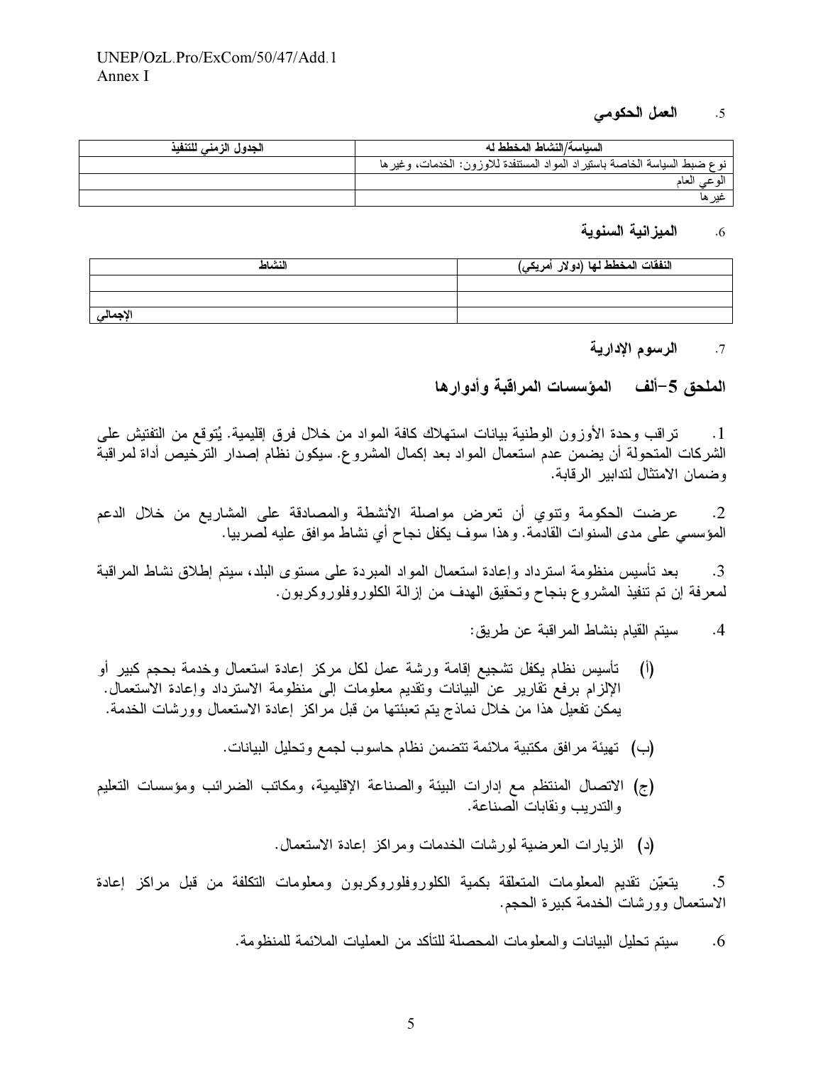5. **العمل الحكومي**

| السياسة/النشاط المخطط له | الجدول الزمني للتنفيذ |
|---|---|
| نوع ضبط السياسة الخاصة باستيراد المواد المستنفدة للاوزون: الخدمات، وغيرها | |
| الوعي العام | |
| غيرها | |

6. **الميزانية السنوية**

| النفقات المخطط لها (دولار أمريكي) | النشاط |
|---|---|
| | |
| | |
| | الإجمالي |

7. **الرسوم الإدارية**

## الملحق 5-ألف المؤسسات المراقبة وأدوارها

1. تراقب وحدة الأوزون الوطنية بيانات استهلاك كافة المواد من خلال فرق إقليمية. يُتوقع من التفتيش على الشركات المتحولة أن يضمن عدم استعمال المواد بعد إكمال المشروع. سيكون نظام إصدار الترخيص أداة لمراقبة وضمان الامتثال لتدابير الرقابة.

2. عرضت الحكومة وتنوي أن تعرض مواصلة الأنشطة والمصادقة على المشاريع من خلال الدعم المؤسسي على مدى السنوات القادمة. وهذا سوف يكفل نجاح أي نشاط موافق عليه لصربيا.

3. بعد تأسيس منظومة استرداد وإعادة استعمال المواد المبردة على مستوى البلد، سيتم إطلاق نشاط المراقبة لمعرفة إن تم تنفيذ المشروع بنجاح وتحقيق الهدف من إزالة الكلوروفلوروكربون.

4. سيتم القيام بنشاط المراقبة عن طريق:

(أ) تأسيس نظام يكفل تشجيع إقامة ورشة عمل لكل مركز إعادة استعمال وخدمة بحجم كبير أو الإلزام برفع تقارير عن البيانات وتقديم معلومات الاسترداد إلى منظومة الاسترداد وإعادة الاستعمال. يمكن تفعيل هذا من خلال نماذج يتم تعبئتها من قبل مراكز إعادة الاستعمال وورشات الخدمة.

(ب) تهيئة مرافق مكتبية ملائمة تتضمن نظام حاسوب لجمع وتحليل البيانات.

(ج) الاتصال المنتظم مع إدارات البيئة والصناعة الإقليمية، ومكاتب الضرائب ومؤسسات التعليم والتدريب ونقابات الصناعة.

(د) الزيارات العرضية لورشات الخدمات ومراكز إعادة الاستعمال.

5. يتعيّن تقديم المعلومات المتعلقة بكمية الكلوروفلوروكربون ومعلومات التكلفة من قبل مراكز إعادة الاستعمال وورشات الخدمة كبيرة الحجم.

6. سيتم تحليل البيانات والمعلومات المحصلة للتأكد من العمليات الملائمة للمنظومة.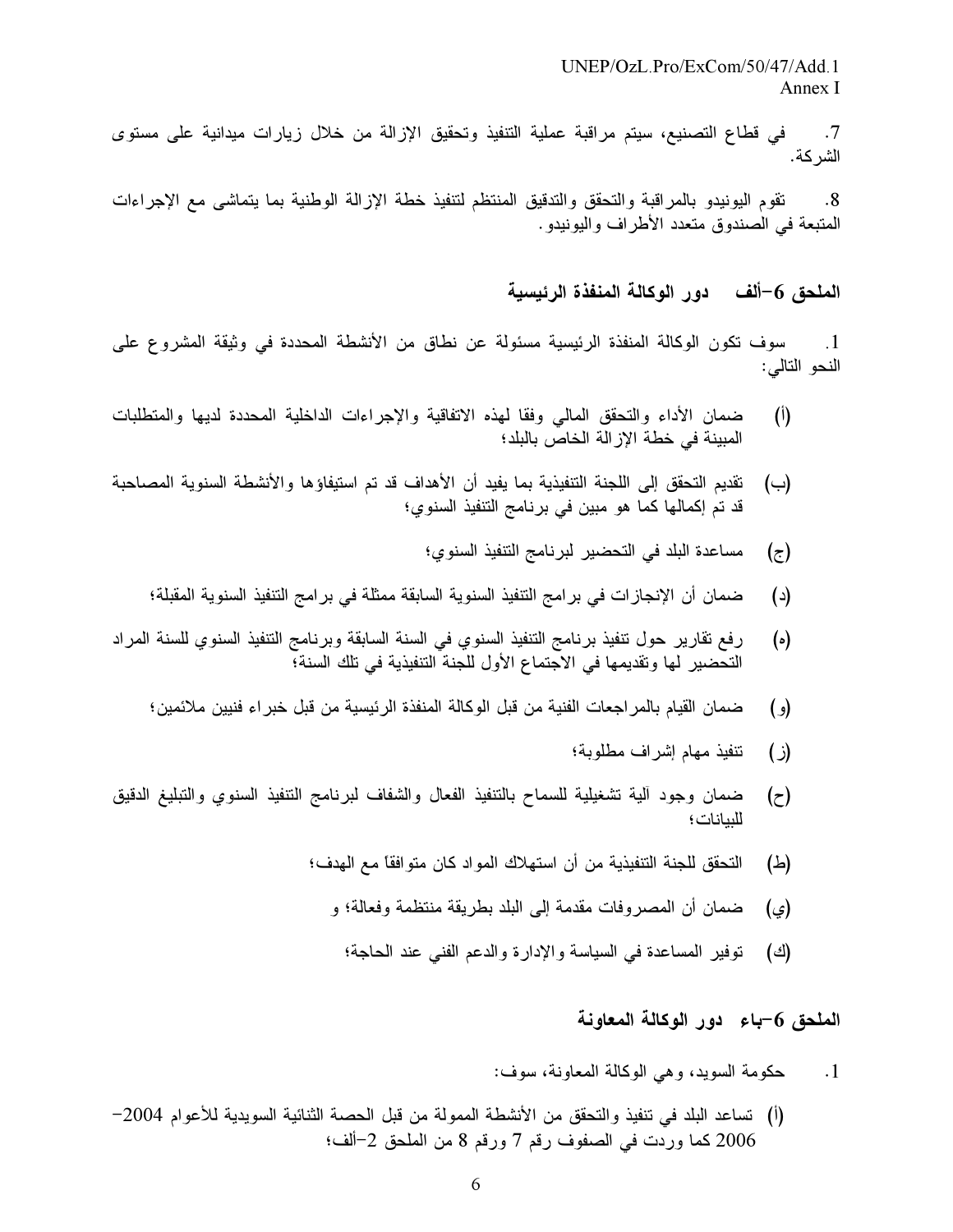7. في قطاع التصنيع، سيتم مراقبة عملية التنفيذ وتحقيق الإزالة من خلال زيارات ميدانية على مستوى الشركة.

8. تقوم اليونيدو بالمراقبة والتحقق والتدقيق المنتظم لتنفيذ خطة الإزالة الوطنية بما يتماشى مع الإجراءات المتبعة في الصندوق متعدد الأطراف واليونيدو.

## الملحق 6-ألف دور الوكالة المنفذة الرئيسية

1. سوف تكون الوكالة المنفذة الرئيسية مسئولة عن نطاق من الأنشطة المحددة في وثيقة المشروع على النحو التالي:

(أ) ضمان الأداء والتحقق المالي وفقا لهذه الاتفاقية والإجراءات الداخلية المحددة لديها والمتطلبات المبينة في خطة الإزالة الخاص بالبلد؛

(ب) تقديم التحقق إلى اللجنة التنفيذية بما يفيد أن الأهداف قد تم استيفاؤها والأنشطة السنوية المصاحبة قد تم إكمالها كما هو مبين في برنامج التنفيذ السنوي؛

(ج) مساعدة البلد في التحضير لبرنامج التنفيذ السنوي؛

(د) ضمان أن الإنجازات في برامج التنفيذ السنوية السابقة ممثلة في برامج التنفيذ السنوية المقبلة؛

(ه) رفع تقارير حول تنفيذ برنامج التنفيذ السنوي في السنة السابقة وبرنامج التنفيذ السنوي للسنة المراد التحضير لها وتقديمها في الاجتماع الأول للجنة التنفيذية في تلك السنة؛

(و) ضمان القيام بالمراجعات الفنية من قبل الوكالة المنفذة الرئيسية من قبل خبراء فنيين ملائمين؛

(ز) تنفيذ مهام إشراف مطلوبة؛

(ح) ضمان وجود آلية تشغيلية للسماح بالتنفيذ الفعال والشفاف لبرنامج التنفيذ السنوي والتبليغ الدقيق للبيانات؛

(ط) التحقق للجنة التنفيذية من أن استهلاك المواد كان متوافقاً مع الهدف؛

(ي) ضمان أن المصروفات مقدمة إلى البلد بطريقة منتظمة وفعالة؛ و

(ك) توفير المساعدة في السياسة والإدارة والدعم الفني عند الحاجة؛

## الملحق 6-باء دور الوكالة المعاونة

1. حكومة السويد، وهي الوكالة المعاونة، سوف:

(أ) تساعد البلد في تنفيذ والتحقق من الأنشطة الممولة من قبل الحصة الثنائية السويدية للأعوام 2004-2006 كما وردت في الصفوف رقم 7 ورقم 8 من الملحق 2-ألف؛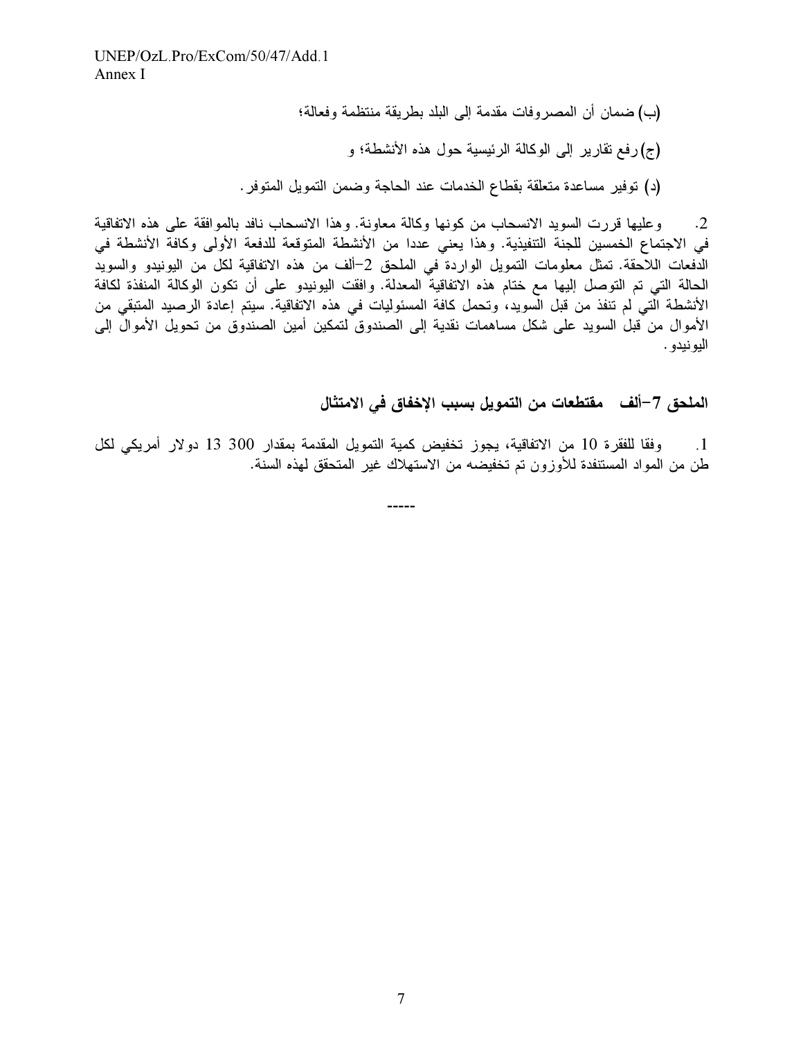(ب) ضمان أن المصروفات مقدمة إلى البلد بطريقة منتظمة وفعالة؛

(ج) رفع تقارير إلى الوكالة الرئيسية حول هذه الأنشطة؛ و

(د) توفير مساعدة متعلقة بقطاع الخدمات عند الحاجة وضمن التمويل المتوفر.

2. وعليها قررت السويد الانسحاب من كونها وكالة معاونة. وهذا الانسحاب نافذ بالموافقة على هذه الاتفاقية في الاجتماع الخمسين للجنة التنفيذية. وهذا يعني عددا من الأنشطة المتوقعة للدفعة الأولى وكافة الأنشطة في الدفعات اللاحقة. تمثل معلومات التمويل الواردة في الملحق 2-ألف من هذه الاتفاقية لكل من اليونيدو والسويد الحالة التي تم التوصل إليها مع ختام هذه الاتفاقية المعدلة. وافقت اليونيدو على أن تكون الوكالة المنفذة لكافة الأنشطة التي لم تنفذ من قبل السويد، وتحمل كافة المسئوليات في هذه الاتفاقية. سيتم إعادة الرصيد المتبقي من الأموال من قبل السويد على شكل مساهمات نقدية إلى الصندوق لتمكين أمين الصندوق من تحويل الأموال إلى اليونيدو.

## الملحق 7-ألف مقتطعات من التمويل بسبب الإخفاق في الامتثال

1. وفقا للفقرة 10 من الاتفاقية، يجوز تخفيض كمية التمويل المقدمة بمقدار 300 13 دولار أمريكي لكل طن من المواد المستنفدة للأوزون تم تخفيضه من الاستهلاك غير المتحقق لهذه السنة.

-----